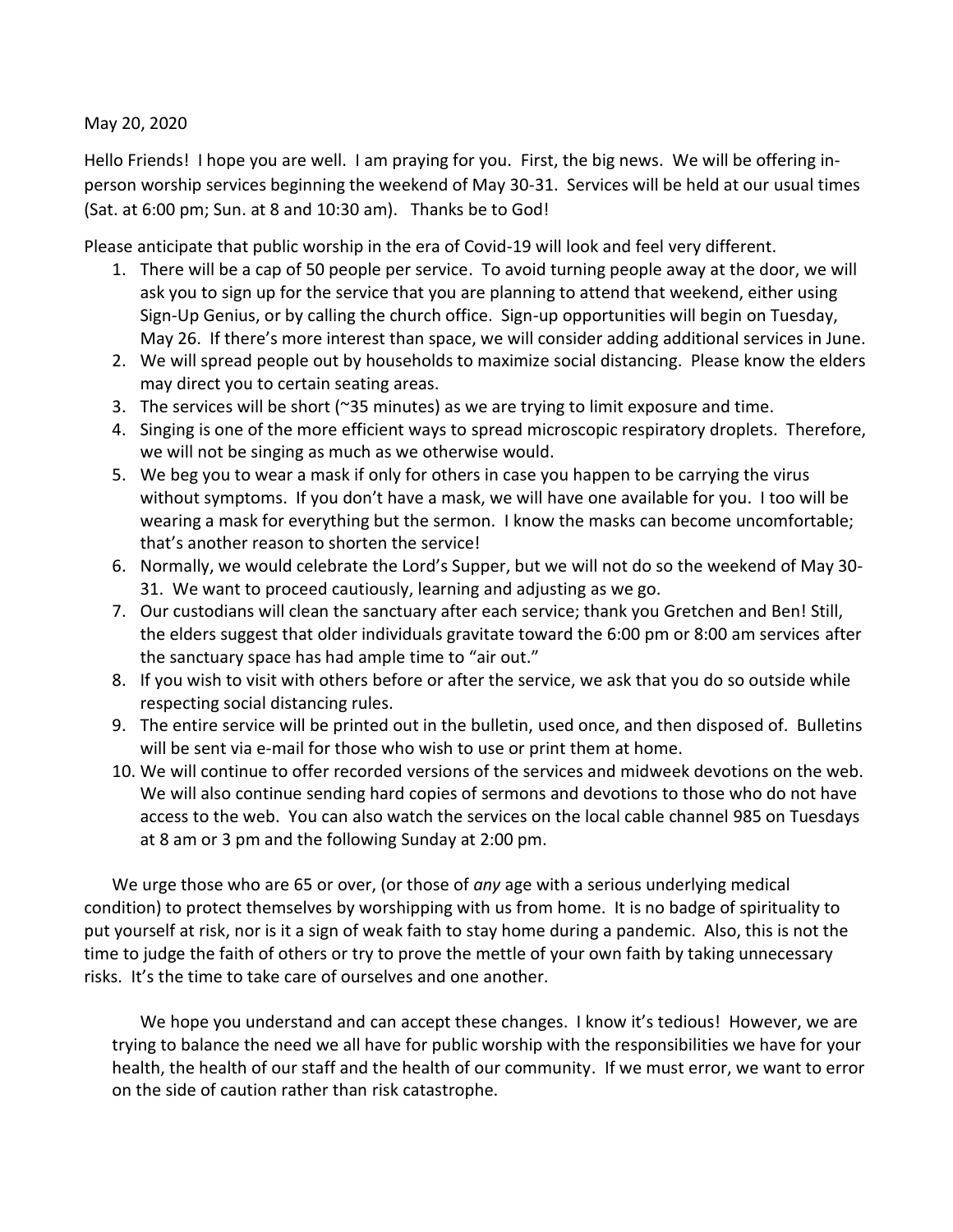May 20, 2020

Hello Friends! I hope you are well. I am praying for you. First, the big news. We will be offering in-person worship services beginning the weekend of May 30-31. Services will be held at our usual times (Sat. at 6:00 pm; Sun. at 8 and 10:30 am). Thanks be to God!

Please anticipate that public worship in the era of Covid-19 will look and feel very different.

1. There will be a cap of 50 people per service. To avoid turning people away at the door, we will ask you to sign up for the service that you are planning to attend that weekend, either using Sign-Up Genius, or by calling the church office. Sign-up opportunities will begin on Tuesday, May 26. If there's more interest than space, we will consider adding additional services in June.
2. We will spread people out by households to maximize social distancing. Please know the elders may direct you to certain seating areas.
3. The services will be short (~35 minutes) as we are trying to limit exposure and time.
4. Singing is one of the more efficient ways to spread microscopic respiratory droplets. Therefore, we will not be singing as much as we otherwise would.
5. We beg you to wear a mask if only for others in case you happen to be carrying the virus without symptoms. If you don't have a mask, we will have one available for you. I too will be wearing a mask for everything but the sermon. I know the masks can become uncomfortable; that's another reason to shorten the service!
6. Normally, we would celebrate the Lord's Supper, but we will not do so the weekend of May 30-31. We want to proceed cautiously, learning and adjusting as we go.
7. Our custodians will clean the sanctuary after each service; thank you Gretchen and Ben! Still, the elders suggest that older individuals gravitate toward the 6:00 pm or 8:00 am services after the sanctuary space has had ample time to "air out."
8. If you wish to visit with others before or after the service, we ask that you do so outside while respecting social distancing rules.
9. The entire service will be printed out in the bulletin, used once, and then disposed of. Bulletins will be sent via e-mail for those who wish to use or print them at home.
10. We will continue to offer recorded versions of the services and midweek devotions on the web. We will also continue sending hard copies of sermons and devotions to those who do not have access to the web. You can also watch the services on the local cable channel 985 on Tuesdays at 8 am or 3 pm and the following Sunday at 2:00 pm.

We urge those who are 65 or over, (or those of *any* age with a serious underlying medical condition) to protect themselves by worshipping with us from home. It is no badge of spirituality to put yourself at risk, nor is it a sign of weak faith to stay home during a pandemic. Also, this is not the time to judge the faith of others or try to prove the mettle of your own faith by taking unnecessary risks. It's the time to take care of ourselves and one another.

We hope you understand and can accept these changes. I know it's tedious! However, we are trying to balance the need we all have for public worship with the responsibilities we have for your health, the health of our staff and the health of our community. If we must error, we want to error on the side of caution rather than risk catastrophe.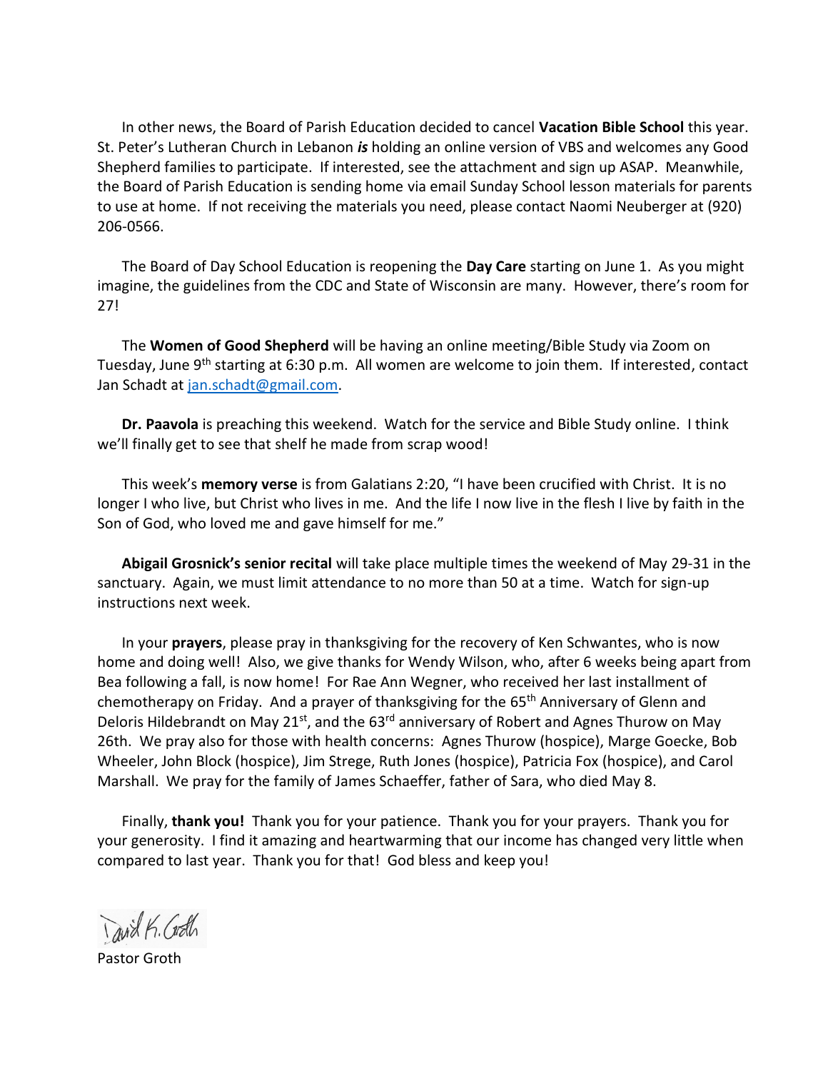In other news, the Board of Parish Education decided to cancel **Vacation Bible School** this year. St. Peter's Lutheran Church in Lebanon ***is*** holding an online version of VBS and welcomes any Good Shepherd families to participate. If interested, see the attachment and sign up ASAP. Meanwhile, the Board of Parish Education is sending home via email Sunday School lesson materials for parents to use at home. If not receiving the materials you need, please contact Naomi Neuberger at (920) 206-0566.

The Board of Day School Education is reopening the **Day Care** starting on June 1. As you might imagine, the guidelines from the CDC and State of Wisconsin are many. However, there's room for 27!

The **Women of Good Shepherd** will be having an online meeting/Bible Study via Zoom on Tuesday, June 9th starting at 6:30 p.m. All women are welcome to join them. If interested, contact Jan Schadt at jan.schadt@gmail.com.

**Dr. Paavola** is preaching this weekend. Watch for the service and Bible Study online. I think we'll finally get to see that shelf he made from scrap wood!

This week's **memory verse** is from Galatians 2:20, "I have been crucified with Christ. It is no longer I who live, but Christ who lives in me. And the life I now live in the flesh I live by faith in the Son of God, who loved me and gave himself for me."

**Abigail Grosnick's senior recital** will take place multiple times the weekend of May 29-31 in the sanctuary. Again, we must limit attendance to no more than 50 at a time. Watch for sign-up instructions next week.

In your **prayers**, please pray in thanksgiving for the recovery of Ken Schwantes, who is now home and doing well! Also, we give thanks for Wendy Wilson, who, after 6 weeks being apart from Bea following a fall, is now home! For Rae Ann Wegner, who received her last installment of chemotherapy on Friday. And a prayer of thanksgiving for the 65th Anniversary of Glenn and Deloris Hildebrandt on May 21st, and the 63rd anniversary of Robert and Agnes Thurow on May 26th. We pray also for those with health concerns: Agnes Thurow (hospice), Marge Goecke, Bob Wheeler, John Block (hospice), Jim Strege, Ruth Jones (hospice), Patricia Fox (hospice), and Carol Marshall. We pray for the family of James Schaeffer, father of Sara, who died May 8.

Finally, **thank you!** Thank you for your patience. Thank you for your prayers. Thank you for your generosity. I find it amazing and heartwarming that our income has changed very little when compared to last year. Thank you for that! God bless and keep you!

David K. Groth

Pastor Groth